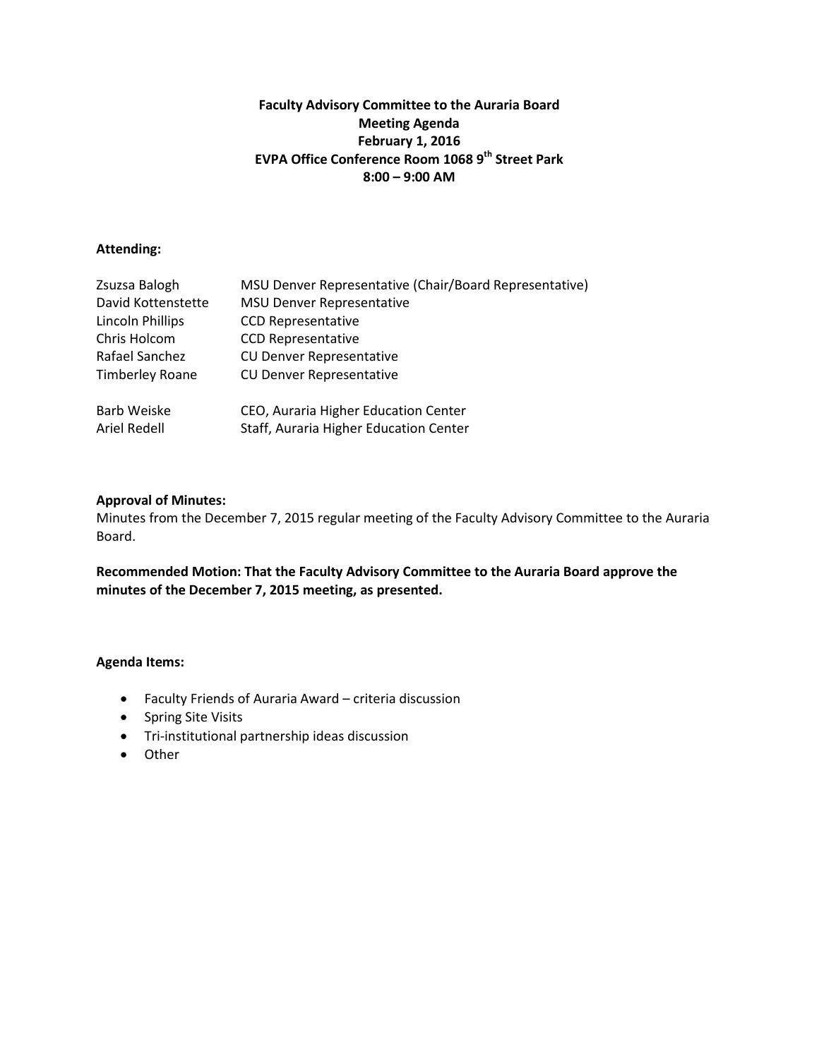# Faculty Advisory Committee to the Auraria Board
## Meeting Agenda
## February 1, 2016
## EVPA Office Conference Room 1068 9th Street Park
## 8:00 – 9:00 AM

**Attending:**

| | |
|---|---|
| Zsuzsa Balogh | MSU Denver Representative (Chair/Board Representative) |
| David Kottenstette | MSU Denver Representative |
| Lincoln Phillips | CCD Representative |
| Chris Holcom | CCD Representative |
| Rafael Sanchez | CU Denver Representative |
| Timberley Roane | CU Denver Representative |
| Barb Weiske | CEO, Auraria Higher Education Center |
| Ariel Redell | Staff, Auraria Higher Education Center |

**Approval of Minutes:**

Minutes from the December 7, 2015 regular meeting of the Faculty Advisory Committee to the Auraria Board.

**Recommended Motion: That the Faculty Advisory Committee to the Auraria Board approve the minutes of the December 7, 2015 meeting, as presented.**

**Agenda Items:**

- Faculty Friends of Auraria Award – criteria discussion
- Spring Site Visits
- Tri-institutional partnership ideas discussion
- Other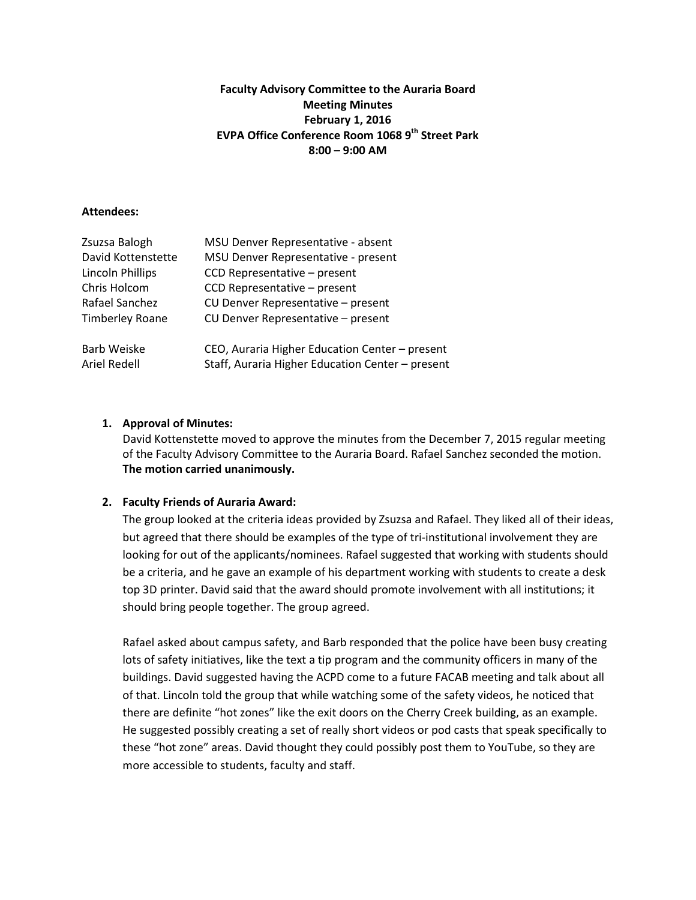**Faculty Advisory Committee to the Auraria Board**
**Meeting Minutes**
**February 1, 2016**
**EVPA Office Conference Room 1068 9th Street Park**
**8:00 – 9:00 AM**

**Attendees:**

| | |
|---|---|
| Zsuzsa Balogh | MSU Denver Representative - absent |
| David Kottenstette | MSU Denver Representative - present |
| Lincoln Phillips | CCD Representative – present |
| Chris Holcom | CCD Representative – present |
| Rafael Sanchez | CU Denver Representative – present |
| Timberley Roane | CU Denver Representative – present |
| Barb Weiske | CEO, Auraria Higher Education Center – present |
| Ariel Redell | Staff, Auraria Higher Education Center – present |

1. **Approval of Minutes:**
   David Kottenstette moved to approve the minutes from the December 7, 2015 regular meeting of the Faculty Advisory Committee to the Auraria Board. Rafael Sanchez seconded the motion. **The motion carried unanimously.**

2. **Faculty Friends of Auraria Award:**
   The group looked at the criteria ideas provided by Zsuzsa and Rafael. They liked all of their ideas, but agreed that there should be examples of the type of tri-institutional involvement they are looking for out of the applicants/nominees. Rafael suggested that working with students should be a criteria, and he gave an example of his department working with students to create a desk top 3D printer. David said that the award should promote involvement with all institutions; it should bring people together. The group agreed.

   Rafael asked about campus safety, and Barb responded that the police have been busy creating lots of safety initiatives, like the text a tip program and the community officers in many of the buildings. David suggested having the ACPD come to a future FACAB meeting and talk about all of that. Lincoln told the group that while watching some of the safety videos, he noticed that there are definite "hot zones" like the exit doors on the Cherry Creek building, as an example. He suggested possibly creating a set of really short videos or pod casts that speak specifically to these "hot zone" areas. David thought they could possibly post them to YouTube, so they are more accessible to students, faculty and staff.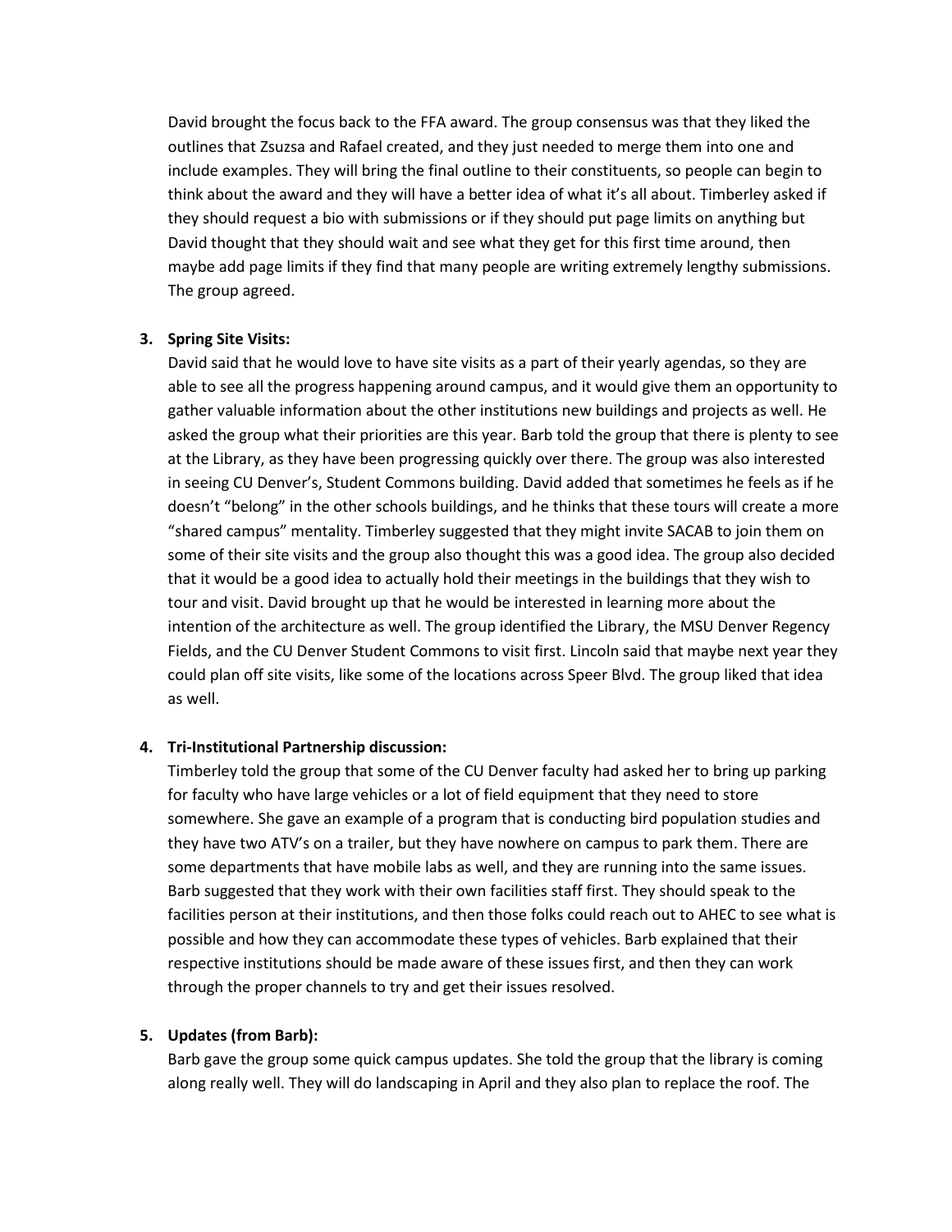David brought the focus back to the FFA award. The group consensus was that they liked the outlines that Zsuzsa and Rafael created, and they just needed to merge them into one and include examples. They will bring the final outline to their constituents, so people can begin to think about the award and they will have a better idea of what it's all about. Timberley asked if they should request a bio with submissions or if they should put page limits on anything but David thought that they should wait and see what they get for this first time around, then maybe add page limits if they find that many people are writing extremely lengthy submissions. The group agreed.

3. **Spring Site Visits:**
   David said that he would love to have site visits as a part of their yearly agendas, so they are able to see all the progress happening around campus, and it would give them an opportunity to gather valuable information about the other institutions new buildings and projects as well. He asked the group what their priorities are this year. Barb told the group that there is plenty to see at the Library, as they have been progressing quickly over there. The group was also interested in seeing CU Denver's, Student Commons building. David added that sometimes he feels as if he doesn't "belong" in the other schools buildings, and he thinks that these tours will create a more "shared campus" mentality. Timberley suggested that they might invite SACAB to join them on some of their site visits and the group also thought this was a good idea. The group also decided that it would be a good idea to actually hold their meetings in the buildings that they wish to tour and visit. David brought up that he would be interested in learning more about the intention of the architecture as well. The group identified the Library, the MSU Denver Regency Fields, and the CU Denver Student Commons to visit first. Lincoln said that maybe next year they could plan off site visits, like some of the locations across Speer Blvd. The group liked that idea as well.

4. **Tri-Institutional Partnership discussion:**
   Timberley told the group that some of the CU Denver faculty had asked her to bring up parking for faculty who have large vehicles or a lot of field equipment that they need to store somewhere. She gave an example of a program that is conducting bird population studies and they have two ATV's on a trailer, but they have nowhere on campus to park them. There are some departments that have mobile labs as well, and they are running into the same issues. Barb suggested that they work with their own facilities staff first. They should speak to the facilities person at their institutions, and then those folks could reach out to AHEC to see what is possible and how they can accommodate these types of vehicles. Barb explained that their respective institutions should be made aware of these issues first, and then they can work through the proper channels to try and get their issues resolved.

5. **Updates (from Barb):**
   Barb gave the group some quick campus updates. She told the group that the library is coming along really well. They will do landscaping in April and they also plan to replace the roof. The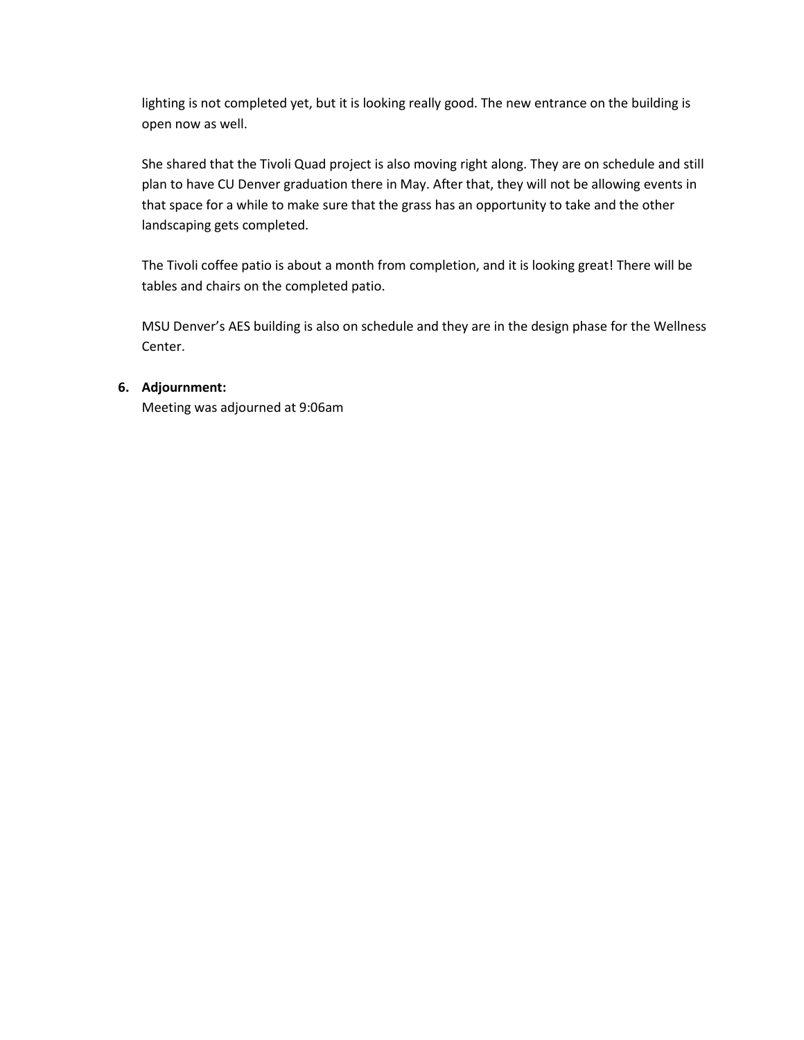lighting is not completed yet, but it is looking really good. The new entrance on the building is open now as well.

She shared that the Tivoli Quad project is also moving right along. They are on schedule and still plan to have CU Denver graduation there in May. After that, they will not be allowing events in that space for a while to make sure that the grass has an opportunity to take and the other landscaping gets completed.

The Tivoli coffee patio is about a month from completion, and it is looking great! There will be tables and chairs on the completed patio.

MSU Denver's AES building is also on schedule and they are in the design phase for the Wellness Center.

**6. Adjournment:**

Meeting was adjourned at 9:06am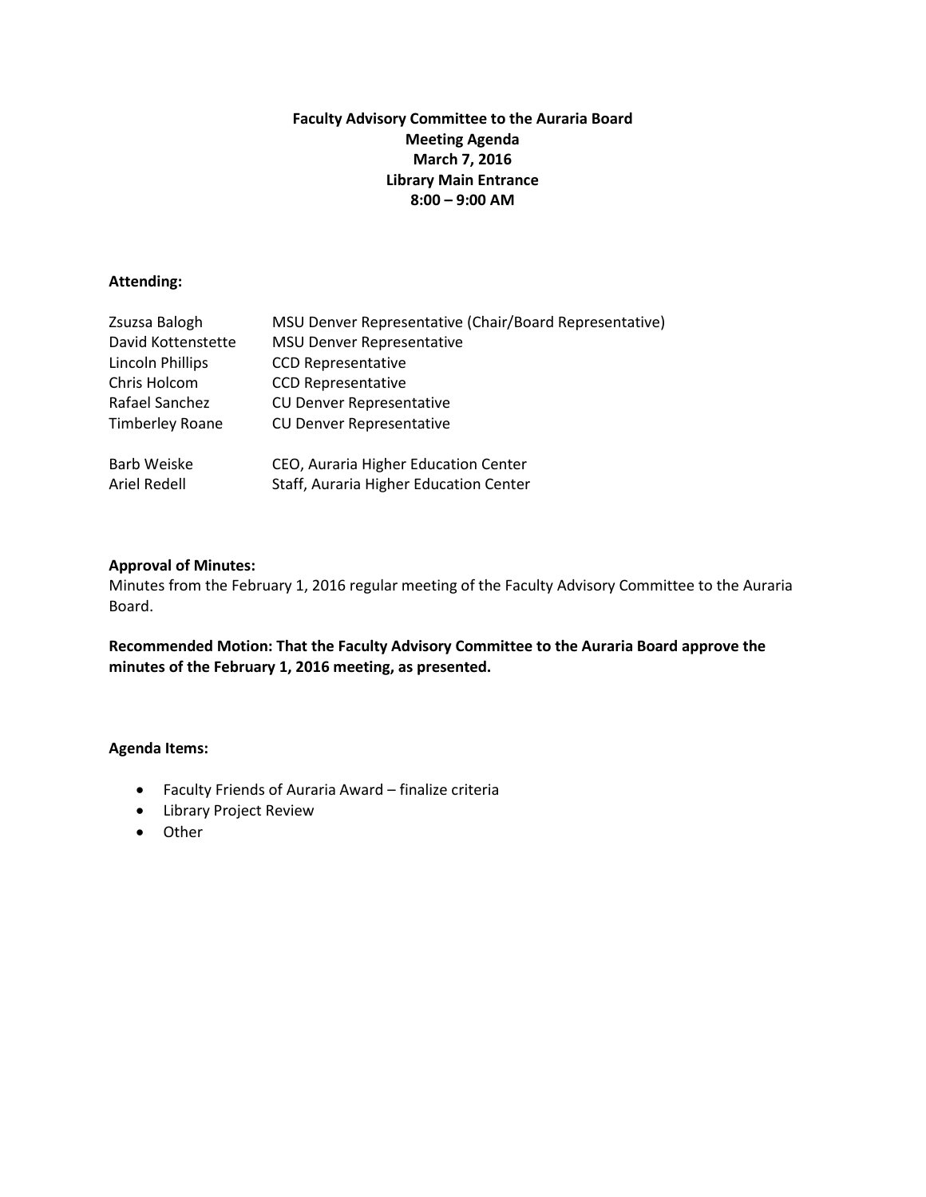**Faculty Advisory Committee to the Auraria Board**
**Meeting Agenda**
**March 7, 2016**
**Library Main Entrance**
**8:00 – 9:00 AM**

**Attending:**

| | |
|---|---|
| Zsuzsa Balogh | MSU Denver Representative (Chair/Board Representative) |
| David Kottenstette | MSU Denver Representative |
| Lincoln Phillips | CCD Representative |
| Chris Holcom | CCD Representative |
| Rafael Sanchez | CU Denver Representative |
| Timberley Roane | CU Denver Representative |
| | |
| Barb Weiske | CEO, Auraria Higher Education Center |
| Ariel Redell | Staff, Auraria Higher Education Center |

**Approval of Minutes:**

Minutes from the February 1, 2016 regular meeting of the Faculty Advisory Committee to the Auraria Board.

**Recommended Motion: That the Faculty Advisory Committee to the Auraria Board approve the minutes of the February 1, 2016 meeting, as presented.**

**Agenda Items:**

- Faculty Friends of Auraria Award – finalize criteria
- Library Project Review
- Other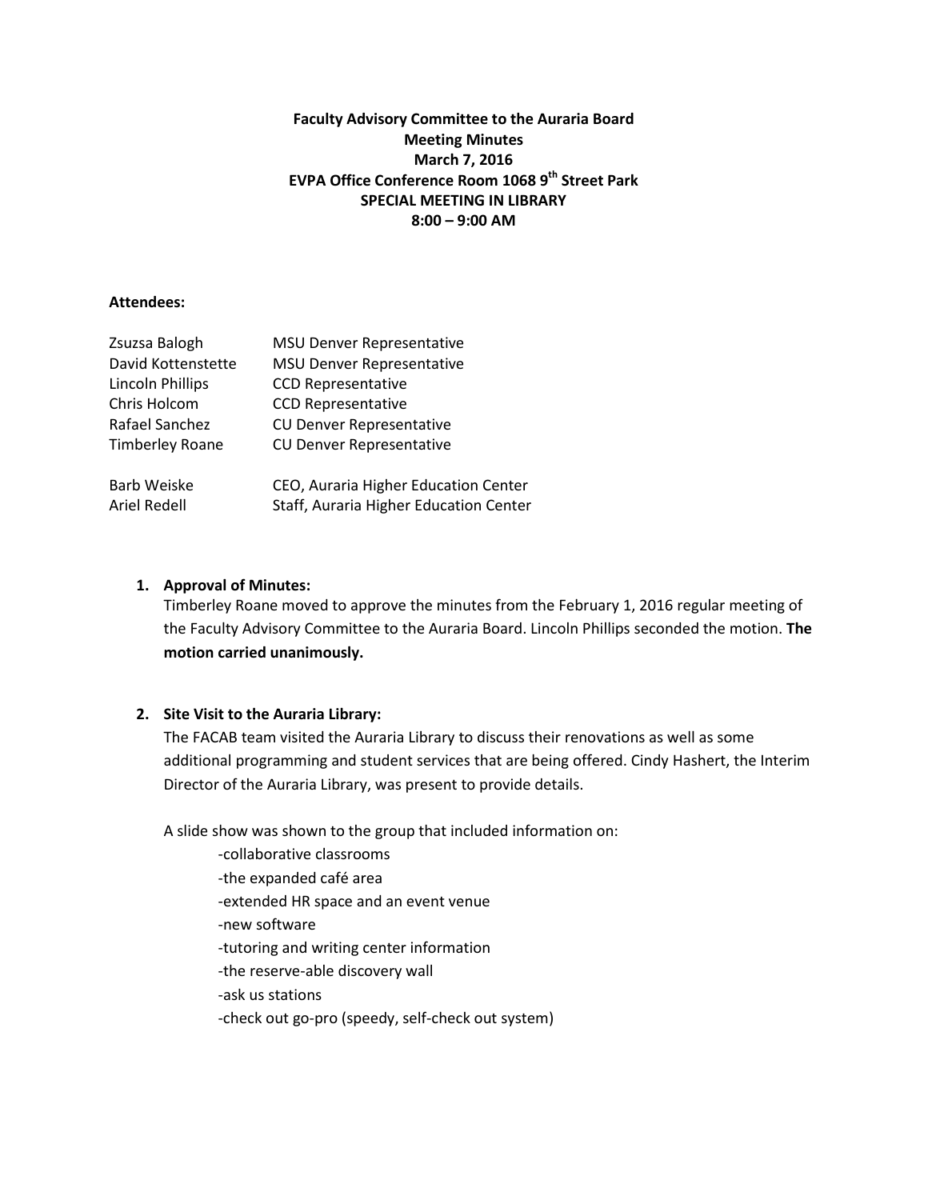**Faculty Advisory Committee to the Auraria Board**
**Meeting Minutes**
**March 7, 2016**
**EVPA Office Conference Room 1068 9th Street Park**
**SPECIAL MEETING IN LIBRARY**
**8:00 – 9:00 AM**

**Attendees:**

| | |
|---|---|
| Zsuzsa Balogh | MSU Denver Representative |
| David Kottenstette | MSU Denver Representative |
| Lincoln Phillips | CCD Representative |
| Chris Holcom | CCD Representative |
| Rafael Sanchez | CU Denver Representative |
| Timberley Roane | CU Denver Representative |
| | |
| Barb Weiske | CEO, Auraria Higher Education Center |
| Ariel Redell | Staff, Auraria Higher Education Center |

1. **Approval of Minutes:**
   Timberley Roane moved to approve the minutes from the February 1, 2016 regular meeting of the Faculty Advisory Committee to the Auraria Board. Lincoln Phillips seconded the motion. **The motion carried unanimously.**

2. **Site Visit to the Auraria Library:**
   The FACAB team visited the Auraria Library to discuss their renovations as well as some additional programming and student services that are being offered. Cindy Hashert, the Interim Director of the Auraria Library, was present to provide details.

   A slide show was shown to the group that included information on:

   -collaborative classrooms
   -the expanded café area
   -extended HR space and an event venue
   -new software
   -tutoring and writing center information
   -the reserve-able discovery wall
   -ask us stations
   -check out go-pro (speedy, self-check out system)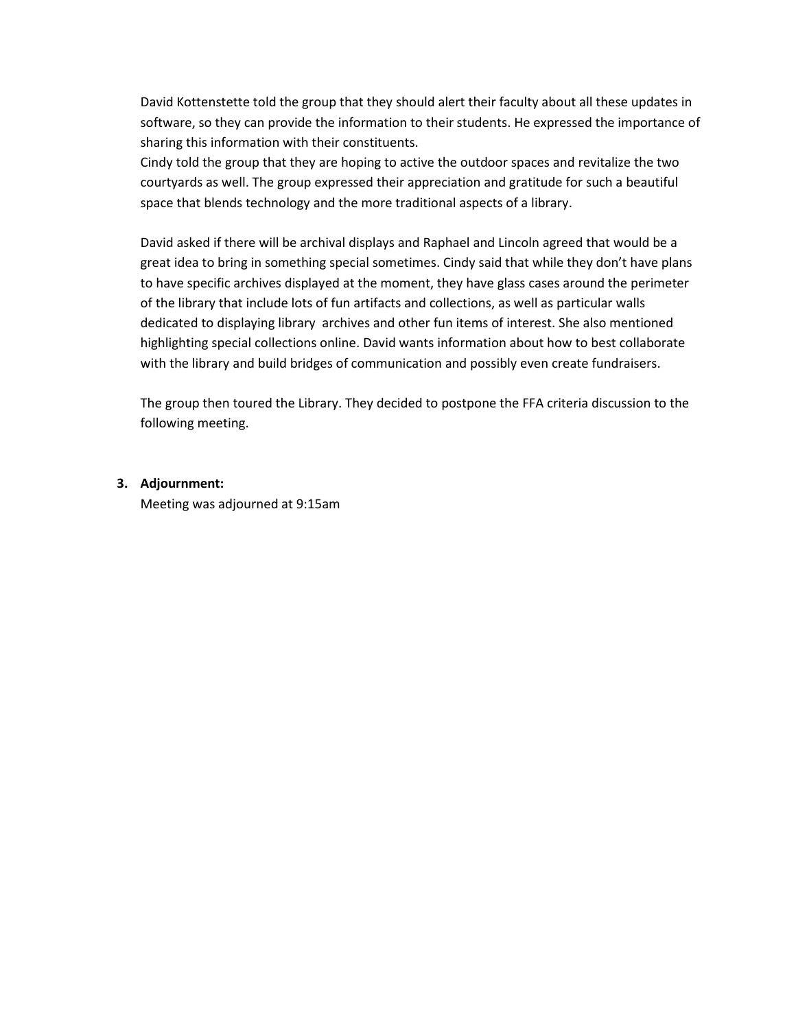David Kottenstette told the group that they should alert their faculty about all these updates in software, so they can provide the information to their students. He expressed the importance of sharing this information with their constituents.
Cindy told the group that they are hoping to active the outdoor spaces and revitalize the two courtyards as well. The group expressed their appreciation and gratitude for such a beautiful space that blends technology and the more traditional aspects of a library.

David asked if there will be archival displays and Raphael and Lincoln agreed that would be a great idea to bring in something special sometimes. Cindy said that while they don't have plans to have specific archives displayed at the moment, they have glass cases around the perimeter of the library that include lots of fun artifacts and collections, as well as particular walls dedicated to displaying library archives and other fun items of interest. She also mentioned highlighting special collections online. David wants information about how to best collaborate with the library and build bridges of communication and possibly even create fundraisers.

The group then toured the Library. They decided to postpone the FFA criteria discussion to the following meeting.

3. **Adjournment:**
   Meeting was adjourned at 9:15am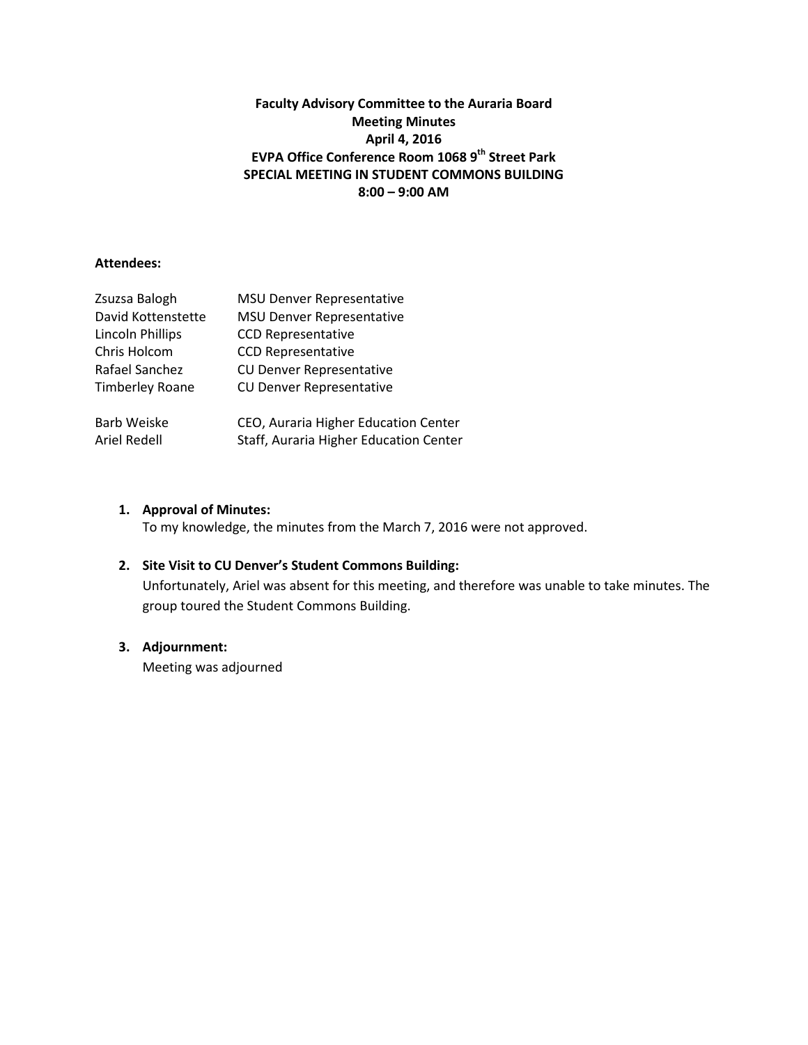**Faculty Advisory Committee to the Auraria Board**
**Meeting Minutes**
**April 4, 2016**
**EVPA Office Conference Room 1068 9th Street Park**
**SPECIAL MEETING IN STUDENT COMMONS BUILDING**
**8:00 – 9:00 AM**

**Attendees:**

| | |
|---|---|
| Zsuzsa Balogh | MSU Denver Representative |
| David Kottenstette | MSU Denver Representative |
| Lincoln Phillips | CCD Representative |
| Chris Holcom | CCD Representative |
| Rafael Sanchez | CU Denver Representative |
| Timberley Roane | CU Denver Representative |
| | |
| Barb Weiske | CEO, Auraria Higher Education Center |
| Ariel Redell | Staff, Auraria Higher Education Center |

1. **Approval of Minutes:**
   To my knowledge, the minutes from the March 7, 2016 were not approved.

2. **Site Visit to CU Denver's Student Commons Building:**
   Unfortunately, Ariel was absent for this meeting, and therefore was unable to take minutes. The group toured the Student Commons Building.

3. **Adjournment:**
   Meeting was adjourned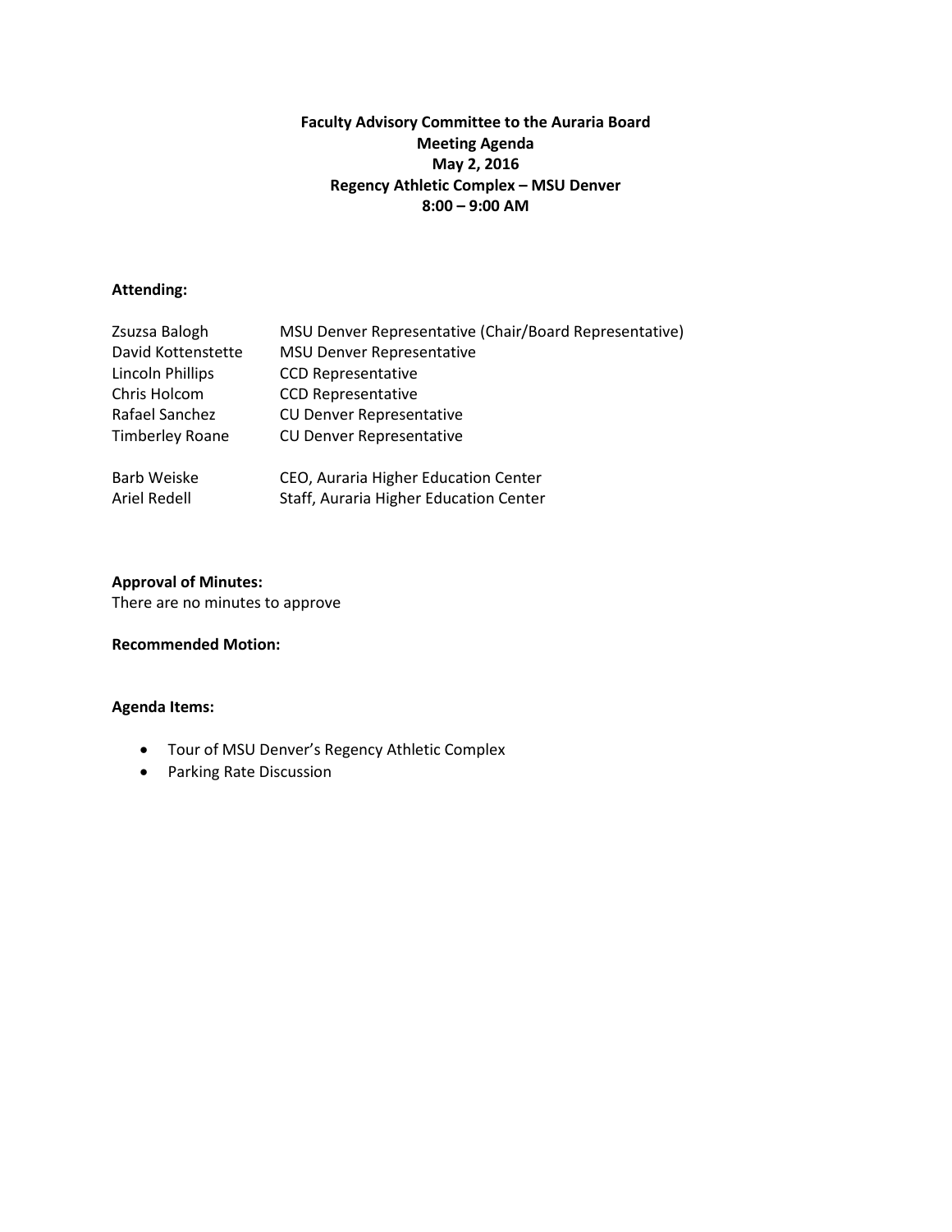**Faculty Advisory Committee to the Auraria Board**
**Meeting Agenda**
**May 2, 2016**
**Regency Athletic Complex – MSU Denver**
**8:00 – 9:00 AM**

**Attending:**

| | |
|---|---|
| Zsuzsa Balogh | MSU Denver Representative (Chair/Board Representative) |
| David Kottenstette | MSU Denver Representative |
| Lincoln Phillips | CCD Representative |
| Chris Holcom | CCD Representative |
| Rafael Sanchez | CU Denver Representative |
| Timberley Roane | CU Denver Representative |
| | |
| Barb Weiske | CEO, Auraria Higher Education Center |
| Ariel Redell | Staff, Auraria Higher Education Center |

**Approval of Minutes:**
There are no minutes to approve

**Recommended Motion:**

**Agenda Items:**

- Tour of MSU Denver's Regency Athletic Complex
- Parking Rate Discussion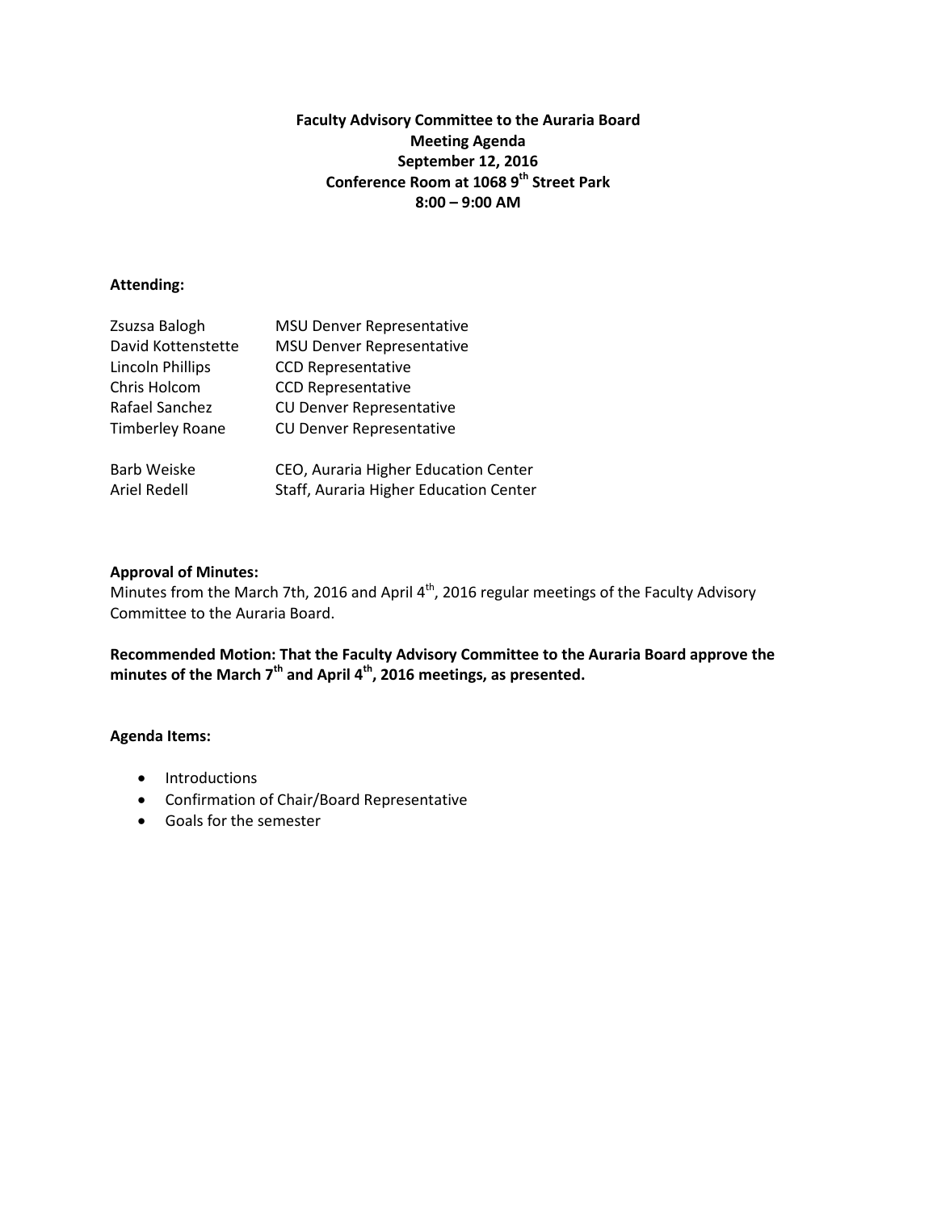**Faculty Advisory Committee to the Auraria Board**
**Meeting Agenda**
**September 12, 2016**
**Conference Room at 1068 9th Street Park**
**8:00 – 9:00 AM**

**Attending:**

| | |
|---|---|
| Zsuzsa Balogh | MSU Denver Representative |
| David Kottenstette | MSU Denver Representative |
| Lincoln Phillips | CCD Representative |
| Chris Holcom | CCD Representative |
| Rafael Sanchez | CU Denver Representative |
| Timberley Roane | CU Denver Representative |
| Barb Weiske | CEO, Auraria Higher Education Center |
| Ariel Redell | Staff, Auraria Higher Education Center |

**Approval of Minutes:**

Minutes from the March 7th, 2016 and April 4th, 2016 regular meetings of the Faculty Advisory Committee to the Auraria Board.

**Recommended Motion: That the Faculty Advisory Committee to the Auraria Board approve the minutes of the March 7th and April 4th, 2016 meetings, as presented.**

**Agenda Items:**

- Introductions
- Confirmation of Chair/Board Representative
- Goals for the semester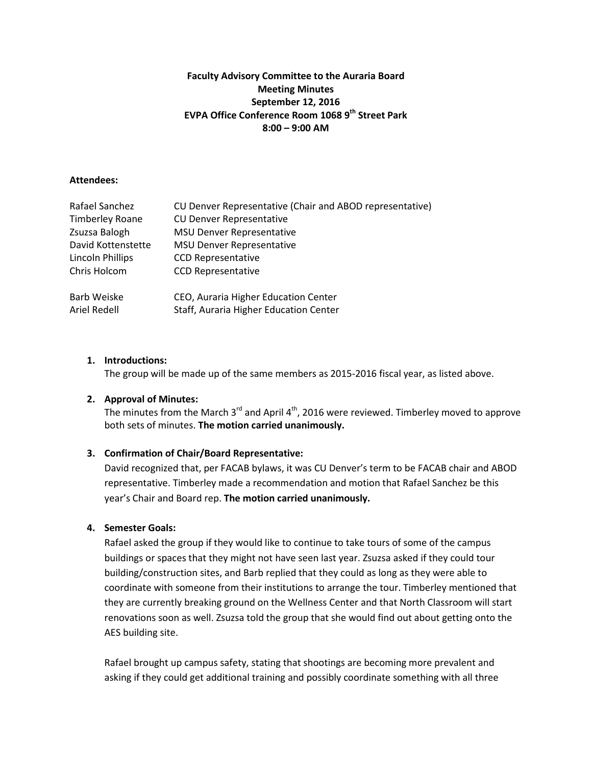**Faculty Advisory Committee to the Auraria Board**
**Meeting Minutes**
**September 12, 2016**
**EVPA Office Conference Room 1068 9th Street Park**
**8:00 – 9:00 AM**

**Attendees:**

| | |
|---|---|
| Rafael Sanchez | CU Denver Representative (Chair and ABOD representative) |
| Timberley Roane | CU Denver Representative |
| Zsuzsa Balogh | MSU Denver Representative |
| David Kottenstette | MSU Denver Representative |
| Lincoln Phillips | CCD Representative |
| Chris Holcom | CCD Representative |
| Barb Weiske | CEO, Auraria Higher Education Center |
| Ariel Redell | Staff, Auraria Higher Education Center |

1. **Introductions:**
   The group will be made up of the same members as 2015-2016 fiscal year, as listed above.

2. **Approval of Minutes:**
   The minutes from the March 3rd and April 4th, 2016 were reviewed. Timberley moved to approve both sets of minutes. **The motion carried unanimously.**

3. **Confirmation of Chair/Board Representative:**
   David recognized that, per FACAB bylaws, it was CU Denver's term to be FACAB chair and ABOD representative. Timberley made a recommendation and motion that Rafael Sanchez be this year's Chair and Board rep. **The motion carried unanimously.**

4. **Semester Goals:**
   Rafael asked the group if they would like to continue to take tours of some of the campus buildings or spaces that they might not have seen last year. Zsuzsa asked if they could tour building/construction sites, and Barb replied that they could as long as they were able to coordinate with someone from their institutions to arrange the tour. Timberley mentioned that they are currently breaking ground on the Wellness Center and that North Classroom will start renovations soon as well. Zsuzsa told the group that she would find out about getting onto the AES building site.

   Rafael brought up campus safety, stating that shootings are becoming more prevalent and asking if they could get additional training and possibly coordinate something with all three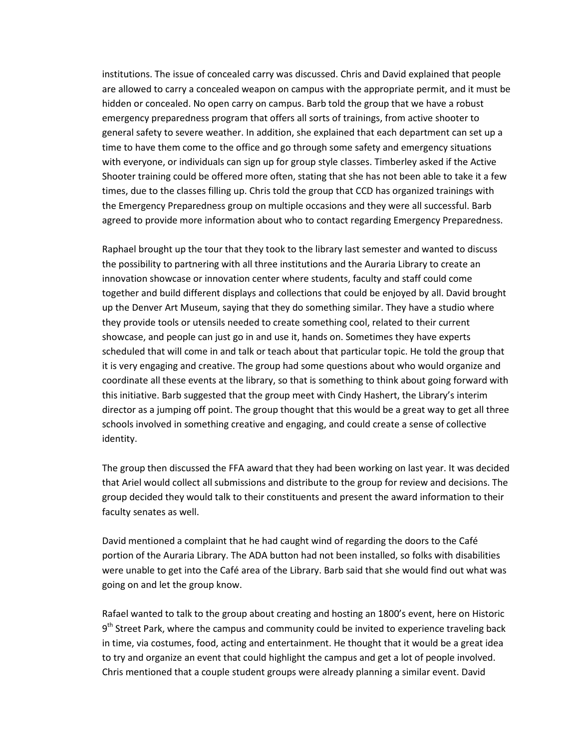institutions. The issue of concealed carry was discussed. Chris and David explained that people are allowed to carry a concealed weapon on campus with the appropriate permit, and it must be hidden or concealed. No open carry on campus. Barb told the group that we have a robust emergency preparedness program that offers all sorts of trainings, from active shooter to general safety to severe weather. In addition, she explained that each department can set up a time to have them come to the office and go through some safety and emergency situations with everyone, or individuals can sign up for group style classes. Timberley asked if the Active Shooter training could be offered more often, stating that she has not been able to take it a few times, due to the classes filling up. Chris told the group that CCD has organized trainings with the Emergency Preparedness group on multiple occasions and they were all successful. Barb agreed to provide more information about who to contact regarding Emergency Preparedness.

Raphael brought up the tour that they took to the library last semester and wanted to discuss the possibility to partnering with all three institutions and the Auraria Library to create an innovation showcase or innovation center where students, faculty and staff could come together and build different displays and collections that could be enjoyed by all. David brought up the Denver Art Museum, saying that they do something similar. They have a studio where they provide tools or utensils needed to create something cool, related to their current showcase, and people can just go in and use it, hands on. Sometimes they have experts scheduled that will come in and talk or teach about that particular topic. He told the group that it is very engaging and creative. The group had some questions about who would organize and coordinate all these events at the library, so that is something to think about going forward with this initiative. Barb suggested that the group meet with Cindy Hashert, the Library's interim director as a jumping off point. The group thought that this would be a great way to get all three schools involved in something creative and engaging, and could create a sense of collective identity.

The group then discussed the FFA award that they had been working on last year. It was decided that Ariel would collect all submissions and distribute to the group for review and decisions. The group decided they would talk to their constituents and present the award information to their faculty senates as well.

David mentioned a complaint that he had caught wind of regarding the doors to the Café portion of the Auraria Library. The ADA button had not been installed, so folks with disabilities were unable to get into the Café area of the Library. Barb said that she would find out what was going on and let the group know.

Rafael wanted to talk to the group about creating and hosting an 1800's event, here on Historic 9th Street Park, where the campus and community could be invited to experience traveling back in time, via costumes, food, acting and entertainment. He thought that it would be a great idea to try and organize an event that could highlight the campus and get a lot of people involved. Chris mentioned that a couple student groups were already planning a similar event. David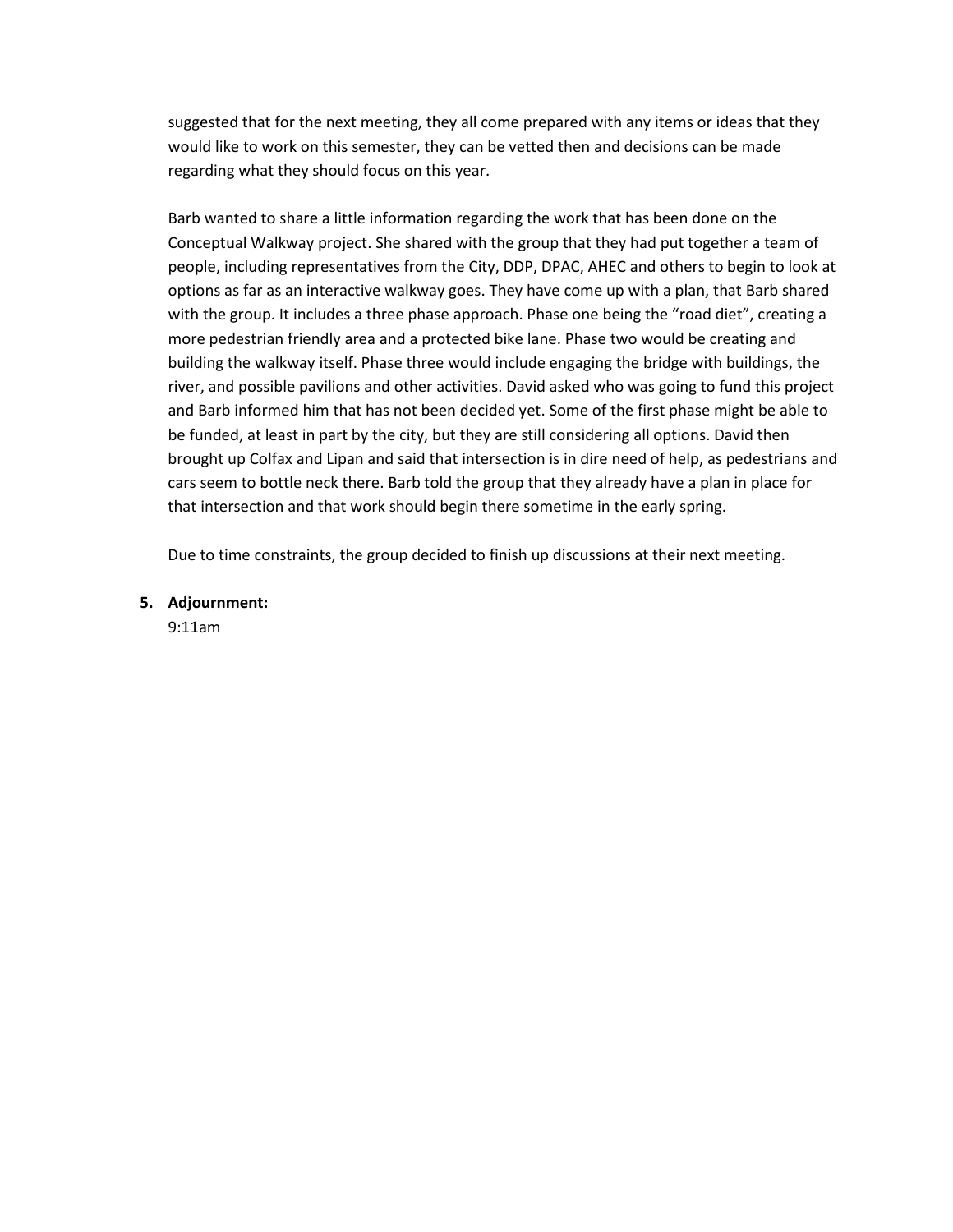suggested that for the next meeting, they all come prepared with any items or ideas that they would like to work on this semester, they can be vetted then and decisions can be made regarding what they should focus on this year.

Barb wanted to share a little information regarding the work that has been done on the Conceptual Walkway project. She shared with the group that they had put together a team of people, including representatives from the City, DDP, DPAC, AHEC and others to begin to look at options as far as an interactive walkway goes. They have come up with a plan, that Barb shared with the group. It includes a three phase approach. Phase one being the "road diet", creating a more pedestrian friendly area and a protected bike lane. Phase two would be creating and building the walkway itself. Phase three would include engaging the bridge with buildings, the river, and possible pavilions and other activities. David asked who was going to fund this project and Barb informed him that has not been decided yet. Some of the first phase might be able to be funded, at least in part by the city, but they are still considering all options. David then brought up Colfax and Lipan and said that intersection is in dire need of help, as pedestrians and cars seem to bottle neck there. Barb told the group that they already have a plan in place for that intersection and that work should begin there sometime in the early spring.

Due to time constraints, the group decided to finish up discussions at their next meeting.

5. **Adjournment:**
   9:11am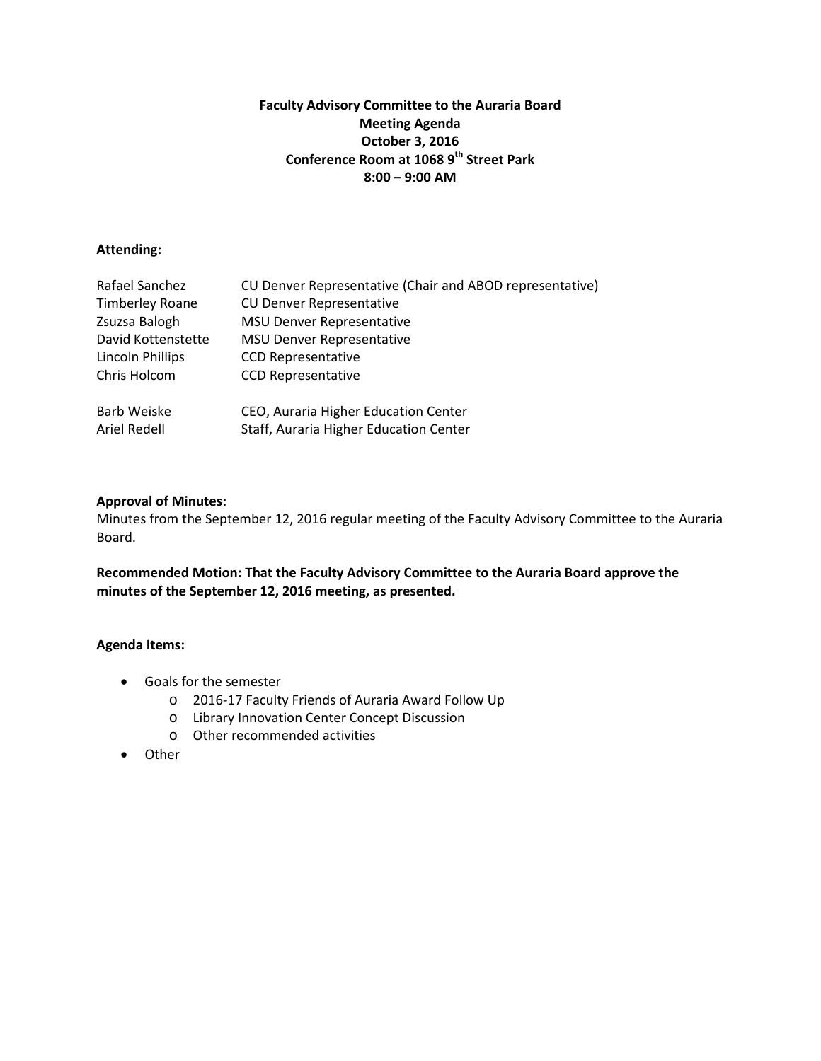**Faculty Advisory Committee to the Auraria Board**
**Meeting Agenda**
**October 3, 2016**
**Conference Room at 1068 9th Street Park**
**8:00 – 9:00 AM**

**Attending:**

| | |
|---|---|
| Rafael Sanchez | CU Denver Representative (Chair and ABOD representative) |
| Timberley Roane | CU Denver Representative |
| Zsuzsa Balogh | MSU Denver Representative |
| David Kottenstette | MSU Denver Representative |
| Lincoln Phillips | CCD Representative |
| Chris Holcom | CCD Representative |
| Barb Weiske | CEO, Auraria Higher Education Center |
| Ariel Redell | Staff, Auraria Higher Education Center |

**Approval of Minutes:**
Minutes from the September 12, 2016 regular meeting of the Faculty Advisory Committee to the Auraria Board.

**Recommended Motion: That the Faculty Advisory Committee to the Auraria Board approve the minutes of the September 12, 2016 meeting, as presented.**

**Agenda Items:**

- Goals for the semester
  - 2016-17 Faculty Friends of Auraria Award Follow Up
  - Library Innovation Center Concept Discussion
  - Other recommended activities
- Other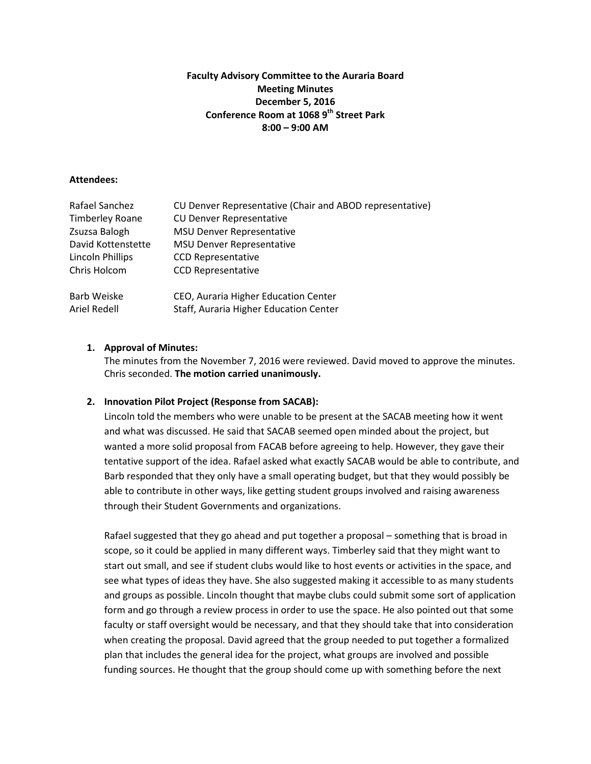**Faculty Advisory Committee to the Auraria Board**
**Meeting Minutes**
**December 5, 2016**
**Conference Room at 1068 9th Street Park**
**8:00 – 9:00 AM**

**Attendees:**

| | |
|---|---|
| Rafael Sanchez | CU Denver Representative (Chair and ABOD representative) |
| Timberley Roane | CU Denver Representative |
| Zsuzsa Balogh | MSU Denver Representative |
| David Kottenstette | MSU Denver Representative |
| Lincoln Phillips | CCD Representative |
| Chris Holcom | CCD Representative |
| Barb Weiske | CEO, Auraria Higher Education Center |
| Ariel Redell | Staff, Auraria Higher Education Center |

1. **Approval of Minutes:**
   The minutes from the November 7, 2016 were reviewed. David moved to approve the minutes. Chris seconded. **The motion carried unanimously.**

2. **Innovation Pilot Project (Response from SACAB):**
   Lincoln told the members who were unable to be present at the SACAB meeting how it went and what was discussed. He said that SACAB seemed open minded about the project, but wanted a more solid proposal from FACAB before agreeing to help. However, they gave their tentative support of the idea. Rafael asked what exactly SACAB would be able to contribute, and Barb responded that they only have a small operating budget, but that they would possibly be able to contribute in other ways, like getting student groups involved and raising awareness through their Student Governments and organizations.

   Rafael suggested that they go ahead and put together a proposal – something that is broad in scope, so it could be applied in many different ways. Timberley said that they might want to start out small, and see if student clubs would like to host events or activities in the space, and see what types of ideas they have. She also suggested making it accessible to as many students and groups as possible. Lincoln thought that maybe clubs could submit some sort of application form and go through a review process in order to use the space. He also pointed out that some faculty or staff oversight would be necessary, and that they should take that into consideration when creating the proposal. David agreed that the group needed to put together a formalized plan that includes the general idea for the project, what groups are involved and possible funding sources. He thought that the group should come up with something before the next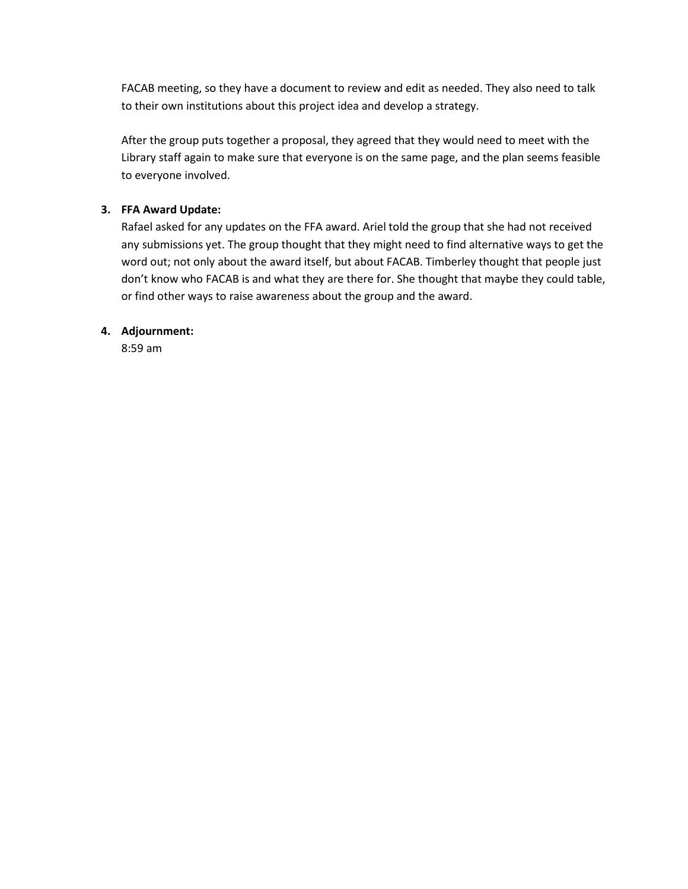FACAB meeting, so they have a document to review and edit as needed. They also need to talk to their own institutions about this project idea and develop a strategy.

After the group puts together a proposal, they agreed that they would need to meet with the Library staff again to make sure that everyone is on the same page, and the plan seems feasible to everyone involved.

3. **FFA Award Update:**
   Rafael asked for any updates on the FFA award. Ariel told the group that she had not received any submissions yet. The group thought that they might need to find alternative ways to get the word out; not only about the award itself, but about FACAB. Timberley thought that people just don't know who FACAB is and what they are there for. She thought that maybe they could table, or find other ways to raise awareness about the group and the award.

4. **Adjournment:**
   8:59 am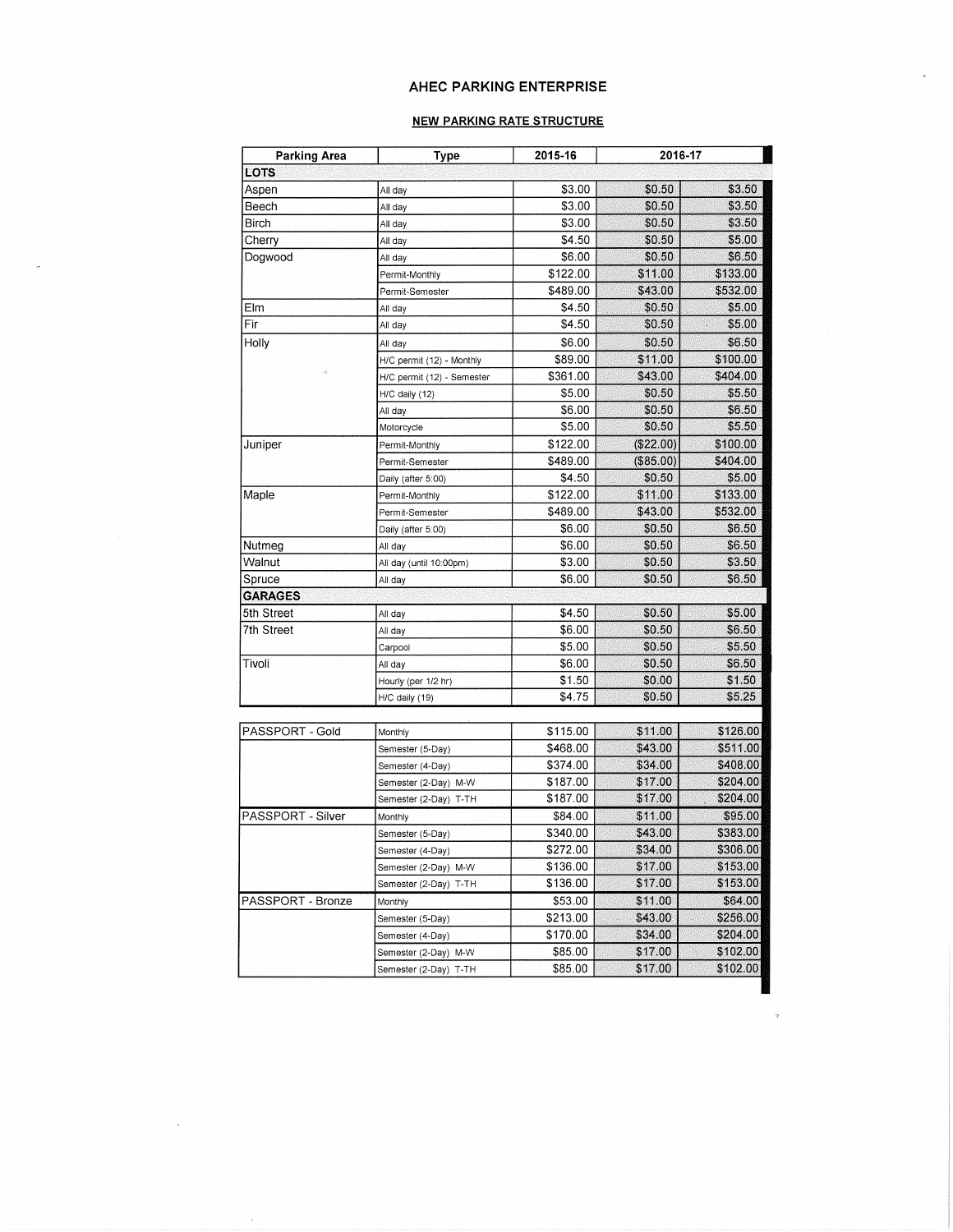# AHEC PARKING ENTERPRISE

## NEW PARKING RATE STRUCTURE

| Parking Area | Type | 2015-16 | 2016-17 | |
|---|---|---|---|---|
| **LOTS** | | | | |
| Aspen | All day | $3.00 | $0.50 | $3.50 |
| Beech | All day | $3.00 | $0.50 | $3.50 |
| Birch | All day | $3.00 | $0.50 | $3.50 |
| Cherry | All day | $4.50 | $0.50 | $5.00 |
| Dogwood | All day | $6.00 | $0.50 | $6.50 |
| | Permit-Monthly | $122.00 | $11.00 | $133.00 |
| | Permit-Semester | $489.00 | $43.00 | $532.00 |
| Elm | All day | $4.50 | $0.50 | $5.00 |
| Fir | All day | $4.50 | $0.50 | $5.00 |
| Holly | All day | $6.00 | $0.50 | $6.50 |
| | H/C permit (12) - Monthly | $89.00 | $11.00 | $100.00 |
| | H/C permit (12) - Semester | $361.00 | $43.00 | $404.00 |
| | H/C daily (12) | $5.00 | $0.50 | $5.50 |
| | All day | $6.00 | $0.50 | $6.50 |
| | Motorcycle | $5.00 | $0.50 | $5.50 |
| Juniper | Permit-Monthly | $122.00 | ($22.00) | $100.00 |
| | Permit-Semester | $489.00 | ($85.00) | $404.00 |
| | Daily (after 5:00) | $4.50 | $0.50 | $5.00 |
| Maple | Permit-Monthly | $122.00 | $11.00 | $133.00 |
| | Permit-Semester | $489.00 | $43.00 | $532.00 |
| | Daily (after 5:00) | $6.00 | $0.50 | $6.50 |
| Nutmeg | All day | $6.00 | $0.50 | $6.50 |
| Walnut | All day (until 10:00pm) | $3.00 | $0.50 | $3.50 |
| Spruce | All day | $6.00 | $0.50 | $6.50 |
| **GARAGES** | | | | |
| 5th Street | All day | $4.50 | $0.50 | $5.00 |
| 7th Street | All day | $6.00 | $0.50 | $6.50 |
| | Carpool | $5.00 | $0.50 | $5.50 |
| Tivoli | All day | $6.00 | $0.50 | $6.50 |
| | Hourly (per 1/2 hr) | $1.50 | $0.00 | $1.50 |
| | H/C daily (19) | $4.75 | $0.50 | $5.25 |

| | | | | |
|---|---|---|---|---|
| PASSPORT - Gold | Monthly | $115.00 | $11.00 | $126.00 |
| | Semester (5-Day) | $468.00 | $43.00 | $511.00 |
| | Semester (4-Day) | $374.00 | $34.00 | $408.00 |
| | Semester (2-Day) M-W | $187.00 | $17.00 | $204.00 |
| | Semester (2-Day) T-TH | $187.00 | $17.00 | $204.00 |
| PASSPORT - Silver | Monthly | $84.00 | $11.00 | $95.00 |
| | Semester (5-Day) | $340.00 | $43.00 | $383.00 |
| | Semester (4-Day) | $272.00 | $34.00 | $306.00 |
| | Semester (2-Day) M-W | $136.00 | $17.00 | $153.00 |
| | Semester (2-Day) T-TH | $136.00 | $17.00 | $153.00 |
| PASSPORT - Bronze | Monthly | $53.00 | $11.00 | $64.00 |
| | Semester (5-Day) | $213.00 | $43.00 | $256.00 |
| | Semester (4-Day) | $170.00 | $34.00 | $204.00 |
| | Semester (2-Day) M-W | $85.00 | $17.00 | $102.00 |
| | Semester (2-Day) T-TH | $85.00 | $17.00 | $102.00 |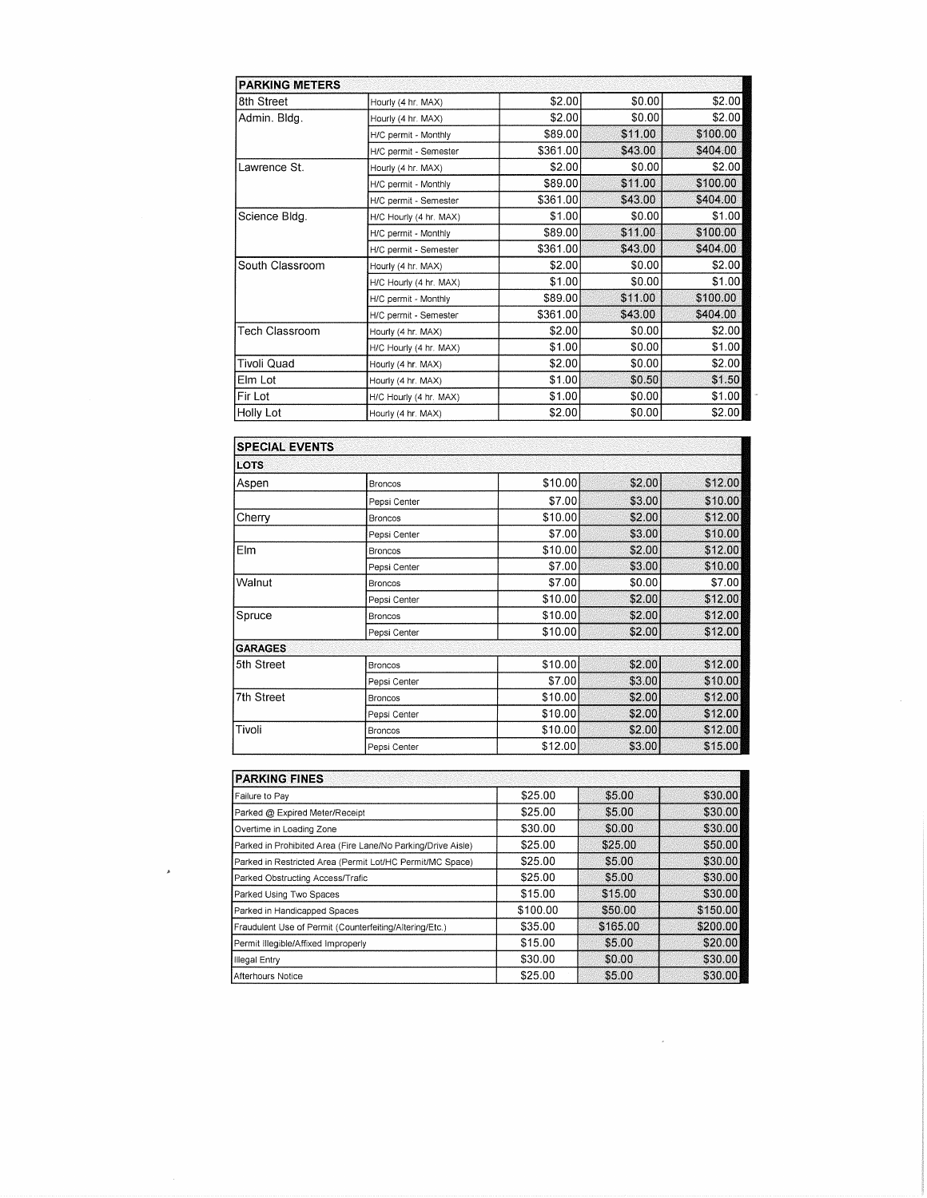| PARKING METERS | | | | |
|---|---|---|---|---|
| 8th Street | Hourly (4 hr. MAX) | $2.00 | $0.00 | $2.00 |
| Admin. Bldg. | Hourly (4 hr. MAX) | $2.00 | $0.00 | $2.00 |
| | H/C permit - Monthly | $89.00 | $11.00 | $100.00 |
| | H/C permit - Semester | $361.00 | $43.00 | $404.00 |
| Lawrence St. | Hourly (4 hr. MAX) | $2.00 | $0.00 | $2.00 |
| | H/C permit - Monthly | $89.00 | $11.00 | $100.00 |
| | H/C permit - Semester | $361.00 | $43.00 | $404.00 |
| Science Bldg. | H/C Hourly (4 hr. MAX) | $1.00 | $0.00 | $1.00 |
| | H/C permit - Monthly | $89.00 | $11.00 | $100.00 |
| | H/C permit - Semester | $361.00 | $43.00 | $404.00 |
| South Classroom | Hourly (4 hr. MAX) | $2.00 | $0.00 | $2.00 |
| | H/C Hourly (4 hr. MAX) | $1.00 | $0.00 | $1.00 |
| | H/C permit - Monthly | $89.00 | $11.00 | $100.00 |
| | H/C permit - Semester | $361.00 | $43.00 | $404.00 |
| Tech Classroom | Hourly (4 hr. MAX) | $2.00 | $0.00 | $2.00 |
| | H/C Hourly (4 hr. MAX) | $1.00 | $0.00 | $1.00 |
| Tivoli Quad | Hourly (4 hr. MAX) | $2.00 | $0.00 | $2.00 |
| Elm Lot | Hourly (4 hr. MAX) | $1.00 | $0.50 | $1.50 |
| Fir Lot | H/C Hourly (4 hr. MAX) | $1.00 | $0.00 | $1.00 |
| Holly Lot | Hourly (4 hr. MAX) | $2.00 | $0.00 | $2.00 |

| SPECIAL EVENTS | | | | |
|---|---|---|---|---|
| **LOTS** | | | | |
| Aspen | Broncos | $10.00 | $2.00 | $12.00 |
| | Pepsi Center | $7.00 | $3.00 | $10.00 |
| Cherry | Broncos | $10.00 | $2.00 | $12.00 |
| | Pepsi Center | $7.00 | $3.00 | $10.00 |
| Elm | Broncos | $10.00 | $2.00 | $12.00 |
| | Pepsi Center | $7.00 | $3.00 | $10.00 |
| Walnut | Broncos | $7.00 | $0.00 | $7.00 |
| | Pepsi Center | $10.00 | $2.00 | $12.00 |
| Spruce | Broncos | $10.00 | $2.00 | $12.00 |
| | Pepsi Center | $10.00 | $2.00 | $12.00 |
| **GARAGES** | | | | |
| 5th Street | Broncos | $10.00 | $2.00 | $12.00 |
| | Pepsi Center | $7.00 | $3.00 | $10.00 |
| 7th Street | Broncos | $10.00 | $2.00 | $12.00 |
| | Pepsi Center | $10.00 | $2.00 | $12.00 |
| Tivoli | Broncos | $10.00 | $2.00 | $12.00 |
| | Pepsi Center | $12.00 | $3.00 | $15.00 |

| PARKING FINES | | | |
|---|---|---|---|
| Failure to Pay | $25.00 | $5.00 | $30.00 |
| Parked @ Expired Meter/Receipt | $25.00 | $5.00 | $30.00 |
| Overtime in Loading Zone | $30.00 | $0.00 | $30.00 |
| Parked in Prohibited Area (Fire Lane/No Parking/Drive Aisle) | $25.00 | $25.00 | $50.00 |
| Parked in Restricted Area (Permit Lot/HC Permit/MC Space) | $25.00 | $5.00 | $30.00 |
| Parked Obstructing Access/Trafic | $25.00 | $5.00 | $30.00 |
| Parked Using Two Spaces | $15.00 | $15.00 | $30.00 |
| Parked in Handicapped Spaces | $100.00 | $50.00 | $150.00 |
| Fraudulent Use of Permit (Counterfeiting/Altering/Etc.) | $35.00 | $165.00 | $200.00 |
| Permit Illegible/Affixed Improperly | $15.00 | $5.00 | $20.00 |
| Illegal Entry | $30.00 | $0.00 | $30.00 |
| Afterhours Notice | $25.00 | $5.00 | $30.00 |